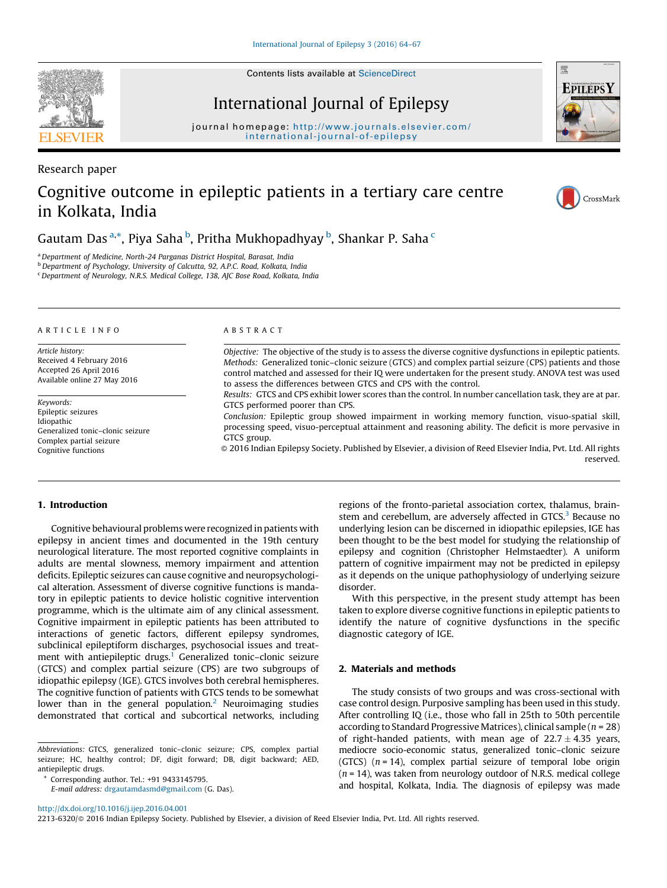Contents lists available at ScienceDirect

# International Journal of Epilepsy

journal homepage: http://www.journals.elsevier.com/international-journal-of-epilepsy

Research paper

# Cognitive outcome in epileptic patients in a tertiary care centre in Kolkata, India

Gautam Das [a,*], Piya Saha [b], Pritha Mukhopadhyay [b], Shankar P. Saha [c]

[a] Department of Medicine, North-24 Parganas District Hospital, Barasat, India
[b] Department of Psychology, University of Calcutta, 92, A.P.C. Road, Kolkata, India
[c] Department of Neurology, N.R.S. Medical College, 138, AJC Bose Road, Kolkata, India

## ARTICLE INFO

*Article history:*
Received 4 February 2016
Accepted 26 April 2016
Available online 27 May 2016

*Keywords:*
Epileptic seizures
Idiopathic
Generalized tonic–clonic seizure
Complex partial seizure
Cognitive functions

## ABSTRACT

*Objective:* The objective of the study is to assess the diverse cognitive dysfunctions in epileptic patients.
*Methods:* Generalized tonic–clonic seizure (GTCS) and complex partial seizure (CPS) patients and those control matched and assessed for their IQ were undertaken for the present study. ANOVA test was used to assess the differences between GTCS and CPS with the control.
*Results:* GTCS and CPS exhibit lower scores than the control. In number cancellation task, they are at par. GTCS performed poorer than CPS.
*Conclusion:* Epileptic group showed impairment in working memory function, visuo-spatial skill, processing speed, visuo-perceptual attainment and reasoning ability. The deficit is more pervasive in GTCS group.

© 2016 Indian Epilepsy Society. Published by Elsevier, a division of Reed Elsevier India, Pvt. Ltd. All rights reserved.

## 1. Introduction

Cognitive behavioural problems were recognized in patients with epilepsy in ancient times and documented in the 19th century neurological literature. The most reported cognitive complaints in adults are mental slowness, memory impairment and attention deficits. Epileptic seizures can cause cognitive and neuropsychological alteration. Assessment of diverse cognitive functions is mandatory in epileptic patients to device holistic cognitive intervention programme, which is the ultimate aim of any clinical assessment. Cognitive impairment in epileptic patients has been attributed to interactions of genetic factors, different epilepsy syndromes, subclinical epileptiform discharges, psychosocial issues and treatment with antiepileptic drugs.[1] Generalized tonic–clonic seizure (GTCS) and complex partial seizure (CPS) are two subgroups of idiopathic epilepsy (IGE). GTCS involves both cerebral hemispheres. The cognitive function of patients with GTCS tends to be somewhat lower than in the general population.[2] Neuroimaging studies demonstrated that cortical and subcortical networks, including regions of the fronto-parietal association cortex, thalamus, brainstem and cerebellum, are adversely affected in GTCS.[3] Because no underlying lesion can be discerned in idiopathic epilepsies, IGE has been thought to be the best model for studying the relationship of epilepsy and cognition (Christopher Helmstaedter). A uniform pattern of cognitive impairment may not be predicted in epilepsy as it depends on the unique pathophysiology of underlying seizure disorder.

With this perspective, in the present study attempt has been taken to explore diverse cognitive functions in epileptic patients to identify the nature of cognitive dysfunctions in the specific diagnostic category of IGE.

## 2. Materials and methods

The study consists of two groups and was cross-sectional with case control design. Purposive sampling has been used in this study. After controlling IQ (i.e., those who fall in 25th to 50th percentile according to Standard Progressive Matrices), clinical sample ($n = 28$) of right-handed patients, with mean age of $22.7 \pm 4.35$ years, mediocre socio-economic status, generalized tonic–clonic seizure (GTCS) ($n = 14$), complex partial seizure of temporal lobe origin ($n = 14$), was taken from neurology outdoor of N.R.S. medical college and hospital, Kolkata, India. The diagnosis of epilepsy was made

*Abbreviations:* GTCS, generalized tonic–clonic seizure; CPS, complex partial seizure; HC, healthy control; DF, digit forward; DB, digit backward; AED, antiepileptic drugs.

\* Corresponding author. Tel.: +91 9433145795.
*E-mail address:* drgautamdasmd@gmail.com (G. Das).

http://dx.doi.org/10.1016/j.ijep.2016.04.001
2213-6320/© 2016 Indian Epilepsy Society. Published by Elsevier, a division of Reed Elsevier India, Pvt. Ltd. All rights reserved.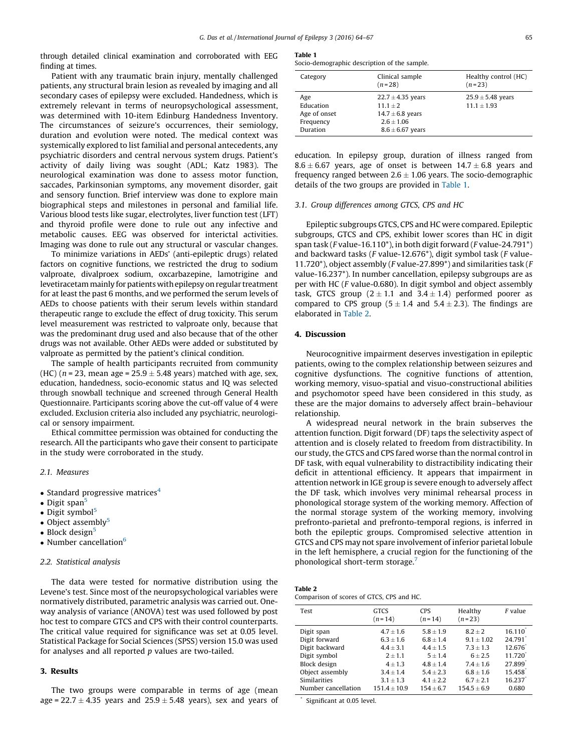through detailed clinical examination and corroborated with EEG finding at times.

Patient with any traumatic brain injury, mentally challenged patients, any structural brain lesion as revealed by imaging and all secondary cases of epilepsy were excluded. Handedness, which is extremely relevant in terms of neuropsychological assessment, was determined with 10-item Edinburg Handedness Inventory. The circumstances of seizure's occurrences, their semiology, duration and evolution were noted. The medical context was systemically explored to list familial and personal antecedents, any psychiatric disorders and central nervous system drugs. Patient's activity of daily living was sought (ADL; Katz 1983). The neurological examination was done to assess motor function, saccades, Parkinsonian symptoms, any movement disorder, gait and sensory function. Brief interview was done to explore main biographical steps and milestones in personal and familial life. Various blood tests like sugar, electrolytes, liver function test (LFT) and thyroid profile were done to rule out any infective and metabolic causes. EEG was observed for interictal activities. Imaging was done to rule out any structural or vascular changes.

To minimize variations in AEDs' (anti-epileptic drugs) related factors on cognitive functions, we restricted the drug to sodium valproate, divalproex sodium, oxcarbazepine, lamotrigine and levetiracetam mainly for patients with epilepsy on regular treatment for at least the past 6 months, and we performed the serum levels of AEDs to choose patients with their serum levels within standard therapeutic range to exclude the effect of drug toxicity. This serum level measurement was restricted to valproate only, because that was the predominant drug used and also because that of the other drugs was not available. Other AEDs were added or substituted by valproate as permitted by the patient's clinical condition.

The sample of health participants recruited from community (HC) ($n$ = 23, mean age = 25.9 ± 5.48 years) matched with age, sex, education, handedness, socio-economic status and IQ was selected through snowball technique and screened through General Health Questionnaire. Participants scoring above the cut-off value of 4 were excluded. Exclusion criteria also included any psychiatric, neurological or sensory impairment.

Ethical committee permission was obtained for conducting the research. All the participants who gave their consent to participate in the study were corroborated in the study.

### 2.1. Measures

- Standard progressive matrices[4]
- Digit span[5]
- Digit symbol[5]
- Object assembly[5]
- Block design[5]
- Number cancellation[6]

### 2.2. Statistical analysis

The data were tested for normative distribution using the Levene's test. Since most of the neuropsychological variables were normatively distributed, parametric analysis was carried out. One-way analysis of variance (ANOVA) test was used followed by post hoc test to compare GTCS and CPS with their control counterparts. The critical value required for significance was set at 0.05 level. Statistical Package for Social Sciences (SPSS) version 15.0 was used for analyses and all reported $p$ values are two-tailed.

## 3. Results

The two groups were comparable in terms of age (mean age = 22.7 ± 4.35 years and 25.9 ± 5.48 years), sex and years of education. In epilepsy group, duration of illness ranged from 8.6 ± 6.67 years, age of onset is between 14.7 ± 6.8 years and frequency ranged between 2.6 ± 1.06 years. The socio-demographic details of the two groups are provided in Table 1.

**Table 1**
Socio-demographic description of the sample.

| Category | Clinical sample ($n$ = 28) | Healthy control (HC) ($n$ = 23) |
|---|---|---|
| Age | 22.7 ± 4.35 years | 25.9 ± 5.48 years |
| Education | 11.1 ± 2 | 11.1 ± 1.93 |
| Age of onset | 14.7 ± 6.8 years | |
| Frequency | 2.6 ± 1.06 | |
| Duration | 8.6 ± 6.67 years | |

### 3.1. Group differences among GTCS, CPS and HC

Epileptic subgroups GTCS, CPS and HC were compared. Epileptic subgroups, GTCS and CPS, exhibit lower scores than HC in digit span task ($F$ value-16.110*), in both digit forward ($F$ value-24.791*) and backward tasks ($F$ value-12.676*), digit symbol task ($F$ value-11.720*), object assembly ($F$ value-27.899*) and similarities task ($F$ value-16.237*). In number cancellation, epilepsy subgroups are as per with HC ($F$ value-0.680). In digit symbol and object assembly task, GTCS group (2 ± 1.1 and 3.4 ± 1.4) performed poorer as compared to CPS group (5 ± 1.4 and 5.4 ± 2.3). The findings are elaborated in Table 2.

**Table 2**
Comparison of scores of GTCS, CPS and HC.

| Test | GTCS ($n$ = 14) | CPS ($n$ = 14) | Healthy ($n$ = 23) | $F$ value |
|---|---|---|---|---|
| Digit span | 4.7 ± 1.6 | 5.8 ± 1.9 | 8.2 ± 2 | 16.110* |
| Digit forward | 6.3 ± 1.6 | 6.8 ± 1.4 | 9.1 ± 1.02 | 24.791* |
| Digit backward | 4.4 ± 3.1 | 4.4 ± 1.5 | 7.3 ± 1.3 | 12.676* |
| Digit symbol | 2 ± 1.1 | 5 ± 1.4 | 6 ± 2.5 | 11.720* |
| Block design | 4 ± 1.3 | 4.8 ± 1.4 | 7.4 ± 1.6 | 27.899* |
| Object assembly | 3.4 ± 1.4 | 5.4 ± 2.3 | 6.8 ± 1.6 | 15.458* |
| Similarities | 3.1 ± 1.3 | 4.1 ± 2.2 | 6.7 ± 2.1 | 16.237* |
| Number cancellation | 151.4 ± 10.9 | 154 ± 6.7 | 154.5 ± 6.9 | 0.680 |

* Significant at 0.05 level.

## 4. Discussion

Neurocognitive impairment deserves investigation in epileptic patients, owing to the complex relationship between seizures and cognitive dysfunctions. The cognitive functions of attention, working memory, visuo-spatial and visuo-constructional abilities and psychomotor speed have been considered in this study, as these are the major domains to adversely affect brain–behaviour relationship.

A widespread neural network in the brain subserves the attention function. Digit forward (DF) taps the selectivity aspect of attention and is closely related to freedom from distractibility. In our study, the GTCS and CPS fared worse than the normal control in DF task, with equal vulnerability to distractibility indicating their deficit in attentional efficiency. It appears that impairment in attention network in IGE group is severe enough to adversely affect the DF task, which involves very minimal rehearsal process in phonological storage system of the working memory. Affection of the normal storage system of the working memory, involving prefronto-parietal and prefronto-temporal regions, is inferred in both the epileptic groups. Compromised selective attention in GTCS and CPS may not spare involvement of inferior parietal lobule in the left hemisphere, a crucial region for the functioning of the phonological short-term storage.[7]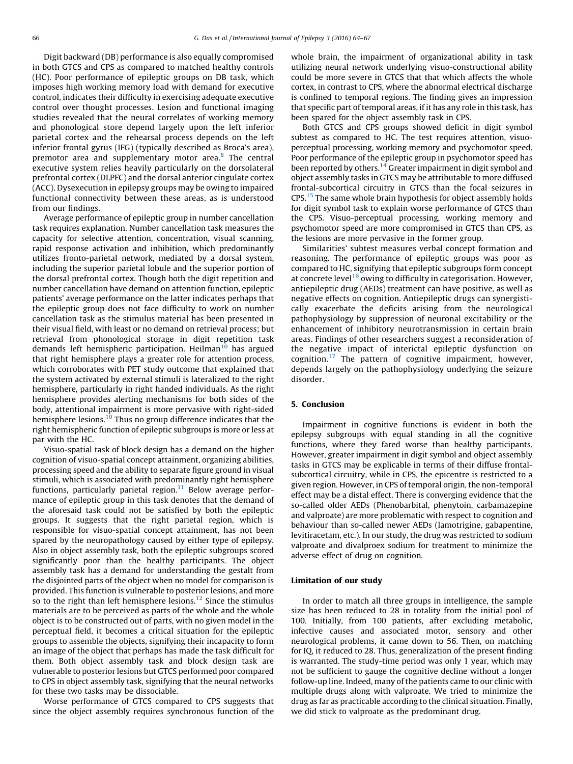Digit backward (DB) performance is also equally compromised in both GTCS and CPS as compared to matched healthy controls (HC). Poor performance of epileptic groups on DB task, which imposes high working memory load with demand for executive control, indicates their difficulty in exercising adequate executive control over thought processes. Lesion and functional imaging studies revealed that the neural correlates of working memory and phonological store depend largely upon the left inferior parietal cortex and the rehearsal process depends on the left inferior frontal gyrus (IFG) (typically described as Broca's area), premotor area and supplementary motor area.[8] The central executive system relies heavily particularly on the dorsolateral prefrontal cortex (DLPFC) and the dorsal anterior cingulate cortex (ACC). Dysexecution in epilepsy groups may be owing to impaired functional connectivity between these areas, as is understood from our findings.

Average performance of epileptic group in number cancellation task requires explanation. Number cancellation task measures the capacity for selective attention, concentration, visual scanning, rapid response activation and inhibition, which predominantly utilizes fronto-parietal network, mediated by a dorsal system, including the superior parietal lobule and the superior portion of the dorsal prefrontal cortex. Though both the digit repetition and number cancellation have demand on attention function, epileptic patients' average performance on the latter indicates perhaps that the epileptic group does not face difficulty to work on number cancellation task as the stimulus material has been presented in their visual field, with least or no demand on retrieval process; but retrieval from phonological storage in digit repetition task demands left hemispheric participation. Heilman[10] has argued that right hemisphere plays a greater role for attention process, which corroborates with PET study outcome that explained that the system activated by external stimuli is lateralized to the right hemisphere, particularly in right handed individuals. As the right hemisphere provides alerting mechanisms for both sides of the body, attentional impairment is more pervasive with right-sided hemisphere lesions.[10] Thus no group difference indicates that the right hemispheric function of epileptic subgroups is more or less at par with the HC.

Visuo-spatial task of block design has a demand on the higher cognition of visuo-spatial concept attainment, organizing abilities, processing speed and the ability to separate figure ground in visual stimuli, which is associated with predominantly right hemisphere functions, particularly parietal region.[11] Below average performance of epileptic group in this task denotes that the demand of the aforesaid task could not be satisfied by both the epileptic groups. It suggests that the right parietal region, which is responsible for visuo-spatial concept attainment, has not been spared by the neuropathology caused by either type of epilepsy. Also in object assembly task, both the epileptic subgroups scored significantly poor than the healthy participants. The object assembly task has a demand for understanding the gestalt from the disjointed parts of the object when no model for comparison is provided. This function is vulnerable to posterior lesions, and more so to the right than left hemisphere lesions.[12] Since the stimulus materials are to be perceived as parts of the whole and the whole object is to be constructed out of parts, with no given model in the perceptual field, it becomes a critical situation for the epileptic groups to assemble the objects, signifying their incapacity to form an image of the object that perhaps has made the task difficult for them. Both object assembly task and block design task are vulnerable to posterior lesions but GTCS performed poor compared to CPS in object assembly task, signifying that the neural networks for these two tasks may be dissociable.

Worse performance of GTCS compared to CPS suggests that since the object assembly requires synchronous function of the whole brain, the impairment of organizational ability in task utilizing neural network underlying visuo-constructional ability could be more severe in GTCS that that which affects the whole cortex, in contrast to CPS, where the abnormal electrical discharge is confined to temporal regions. The finding gives an impression that specific part of temporal areas, if it has any role in this task, has been spared for the object assembly task in CPS.

Both GTCS and CPS groups showed deficit in digit symbol subtest as compared to HC. The test requires attention, visuo-perceptual processing, working memory and psychomotor speed. Poor performance of the epileptic group in psychomotor speed has been reported by others.[14] Greater impairment in digit symbol and object assembly tasks in GTCS may be attributable to more diffused frontal-subcortical circuitry in GTCS than the focal seizures in CPS.[15] The same whole brain hypothesis for object assembly holds for digit symbol task to explain worse performance of GTCS than the CPS. Visuo-perceptual processing, working memory and psychomotor speed are more compromised in GTCS than CPS, as the lesions are more pervasive in the former group.

Similarities' subtest measures verbal concept formation and reasoning. The performance of epileptic groups was poor as compared to HC, signifying that epileptic subgroups form concept at concrete level[16] owing to difficulty in categorisation. However, antiepileptic drug (AEDs) treatment can have positive, as well as negative effects on cognition. Antiepileptic drugs can synergistically exacerbate the deficits arising from the neurological pathophysiology by suppression of neuronal excitability or the enhancement of inhibitory neurotransmission in certain brain areas. Findings of other researchers suggest a reconsideration of the negative impact of interictal epileptic dysfunction on cognition.[17] The pattern of cognitive impairment, however, depends largely on the pathophysiology underlying the seizure disorder.

## 5. Conclusion

Impairment in cognitive functions is evident in both the epilepsy subgroups with equal standing in all the cognitive functions, where they fared worse than healthy participants. However, greater impairment in digit symbol and object assembly tasks in GTCS may be explicable in terms of their diffuse frontal-subcortical circuitry, while in CPS, the epicentre is restricted to a given region. However, in CPS of temporal origin, the non-temporal effect may be a distal effect. There is converging evidence that the so-called older AEDs (Phenobarbital, phenytoin, carbamazepine and valproate) are more problematic with respect to cognition and behaviour than so-called newer AEDs (lamotrigine, gabapentine, levitiracetam, etc.). In our study, the drug was restricted to sodium valproate and divalproex sodium for treatment to minimize the adverse effect of drug on cognition.

### Limitation of our study

In order to match all three groups in intelligence, the sample size has been reduced to 28 in totality from the initial pool of 100. Initially, from 100 patients, after excluding metabolic, infective causes and associated motor, sensory and other neurological problems, it came down to 56. Then, on matching for IQ, it reduced to 28. Thus, generalization of the present finding is warranted. The study-time period was only 1 year, which may not be sufficient to gauge the cognitive decline without a longer follow-up line. Indeed, many of the patients came to our clinic with multiple drugs along with valproate. We tried to minimize the drug as far as practicable according to the clinical situation. Finally, we did stick to valproate as the predominant drug.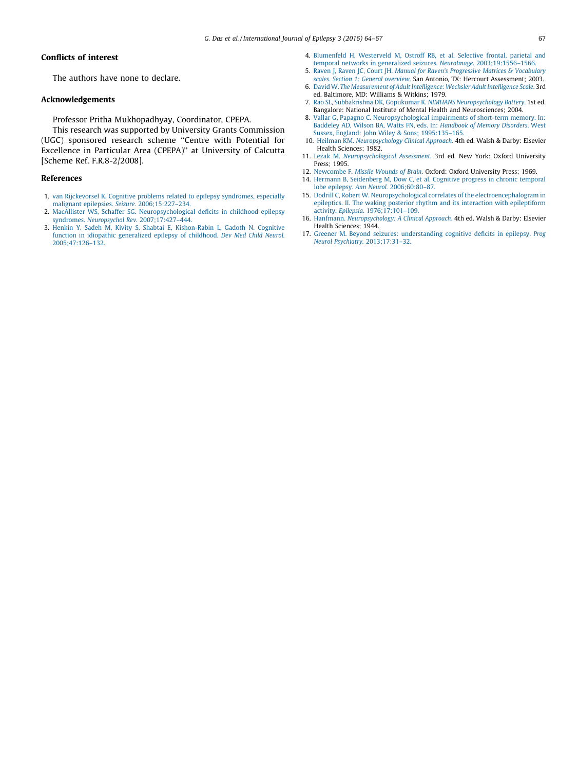## Conflicts of interest

The authors have none to declare.

## Acknowledgements

Professor Pritha Mukhopadhyay, Coordinator, CPEPA.

This research was supported by University Grants Commission (UGC) sponsored research scheme ‘‘Centre with Potential for Excellence in Particular Area (CPEPA)’’ at University of Calcutta [Scheme Ref. F.R.8-2/2008].

## References

1. van Rijckevorsel K. Cognitive problems related to epilepsy syndromes, especially malignant epilepsies. *Seizure*. 2006;15:227–234.
2. MacAllister WS, Schaffer SG. Neuropsychological deficits in childhood epilepsy syndromes. *Neuropsychol Rev*. 2007;17:427–444.
3. Henkin Y, Sadeh M, Kivity S, Shabtai E, Kishon-Rabin L, Gadoth N. Cognitive function in idiopathic generalized epilepsy of childhood. *Dev Med Child Neurol*. 2005;47:126–132.
4. Blumenfeld H, Westerveld M, Ostroff RB, et al. Selective frontal, parietal and temporal networks in generalized seizures. *NeuroImage*. 2003;19:1556–1566.
5. Raven J, Raven JC, Court JH. *Manual for Raven's Progressive Matrices & Vocabulary scales. Section 1: General overview*. San Antonio, TX: Hercourt Assessment; 2003.
6. David W. *The Measurement of Adult Intelligence: Wechsler Adult Intelligence Scale*. 3rd ed. Baltimore, MD: Williams & Witkins; 1979.
7. Rao SL, Subbakrishna DK, Gopukumar K. *NIMHANS Neuropsychology Battery*. 1st ed. Bangalore: National Institute of Mental Health and Neurosciences; 2004.
8. Vallar G, Papagno C. Neuropsychological impairments of short-term memory. In: Baddeley AD, Wilson BA, Watts FN, eds. In: *Handbook of Memory Disorders*. West Sussex, England: John Wiley & Sons; 1995:135–165.
10. Heilman KM. *Neuropsychology Clinical Approach*. 4th ed. Walsh & Darby: Elsevier Health Sciences; 1982.
11. Lezak M. *Neuropsychological Assessment*. 3rd ed. New York: Oxford University Press; 1995.
12. Newcombe F. *Missile Wounds of Brain*. Oxford: Oxford University Press; 1969.
14. Hermann B, Seidenberg M, Dow C, et al. Cognitive progress in chronic temporal lobe epilepsy. *Ann Neurol*. 2006;60:80–87.
15. Dodrill C, Robert W. Neuropsychological correlates of the electroencephalogram in epileptics. II. The waking posterior rhythm and its interaction with epileptiform activity. *Epilepsia*. 1976;17:101–109.
16. Hanfmann. *Neuropsychology: A Clinical Approach*. 4th ed. Walsh & Darby: Elsevier Health Sciences; 1944.
17. Greener M. Beyond seizures: understanding cognitive deficits in epilepsy. *Prog Neurol Psychiatry*. 2013;17:31–32.